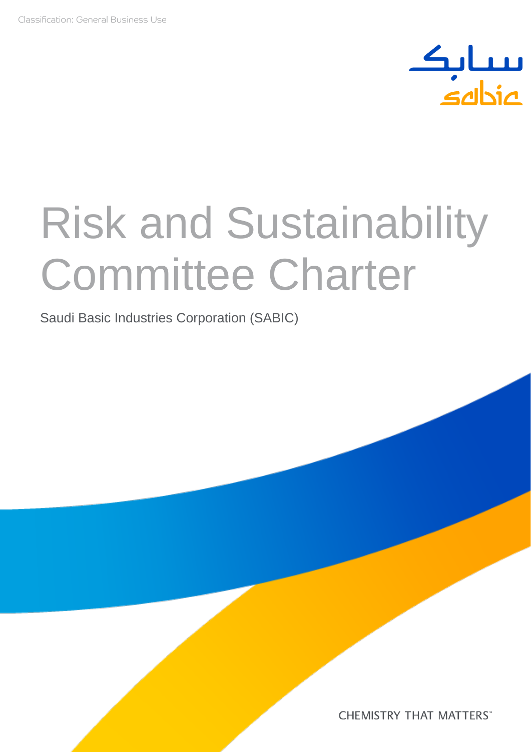Classification: General Business Use

# Risk and Sustainability Committee Charter

Saudi Basic Industries Corporation (SABIC)

CHEMISTRY THAT MATTERS™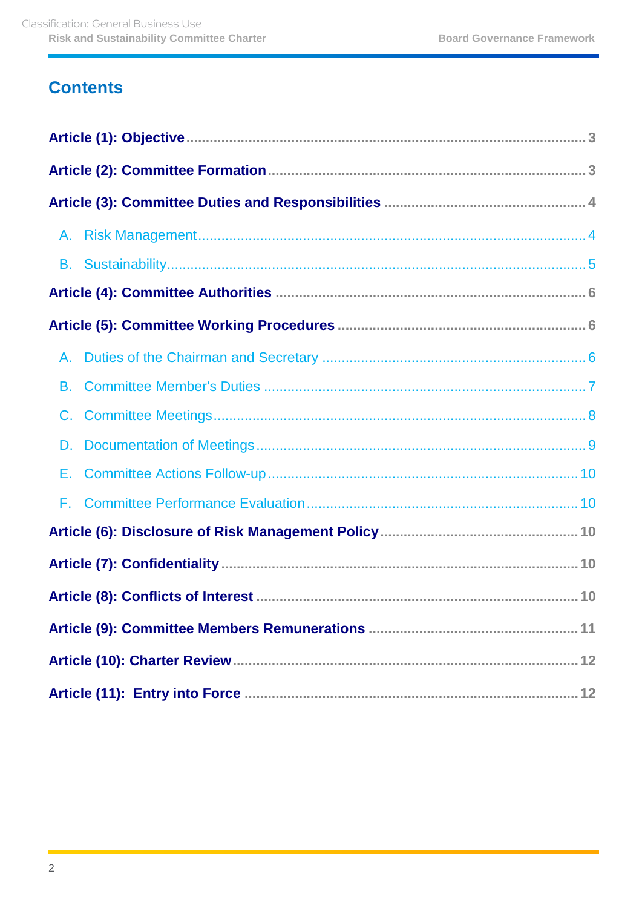## Contents

**Article (1): Objective** ........ 3

**Article (2): Committee Formation** ........ 3

**Article (3): Committee Duties and Responsibilities** ........ 4

- A. Risk Management ........ 4
- B. Sustainability ........ 5

**Article (4): Committee Authorities** ........ 6

**Article (5): Committee Working Procedures** ........ 6

- A. Duties of the Chairman and Secretary ........ 6
- B. Committee Member's Duties ........ 7
- C. Committee Meetings ........ 8
- D. Documentation of Meetings ........ 9
- E. Committee Actions Follow-up ........ 10
- F. Committee Performance Evaluation ........ 10

**Article (6): Disclosure of Risk Management Policy** ........ 10

**Article (7): Confidentiality** ........ 10

**Article (8): Conflicts of Interest** ........ 10

**Article (9): Committee Members Remunerations** ........ 11

**Article (10): Charter Review** ........ 12

**Article (11): Entry into Force** ........ 12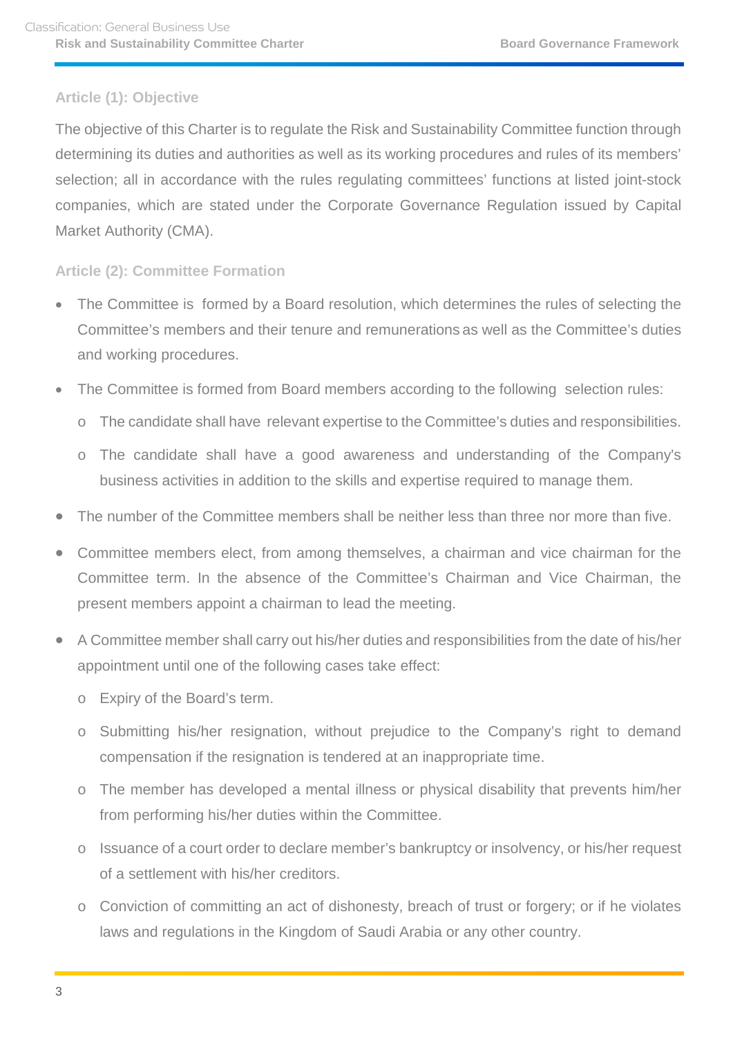## Article (1): Objective

The objective of this Charter is to regulate the Risk and Sustainability Committee function through determining its duties and authorities as well as its working procedures and rules of its members' selection; all in accordance with the rules regulating committees' functions at listed joint-stock companies, which are stated under the Corporate Governance Regulation issued by Capital Market Authority (CMA).

## Article (2): Committee Formation

- The Committee is formed by a Board resolution, which determines the rules of selecting the Committee's members and their tenure and remunerations as well as the Committee's duties and working procedures.
- The Committee is formed from Board members according to the following selection rules:
  - The candidate shall have relevant expertise to the Committee's duties and responsibilities.
  - The candidate shall have a good awareness and understanding of the Company's business activities in addition to the skills and expertise required to manage them.
- The number of the Committee members shall be neither less than three nor more than five.
- Committee members elect, from among themselves, a chairman and vice chairman for the Committee term. In the absence of the Committee's Chairman and Vice Chairman, the present members appoint a chairman to lead the meeting.
- A Committee member shall carry out his/her duties and responsibilities from the date of his/her appointment until one of the following cases take effect:
  - Expiry of the Board's term.
  - Submitting his/her resignation, without prejudice to the Company's right to demand compensation if the resignation is tendered at an inappropriate time.
  - The member has developed a mental illness or physical disability that prevents him/her from performing his/her duties within the Committee.
  - Issuance of a court order to declare member's bankruptcy or insolvency, or his/her request of a settlement with his/her creditors.
  - Conviction of committing an act of dishonesty, breach of trust or forgery; or if he violates laws and regulations in the Kingdom of Saudi Arabia or any other country.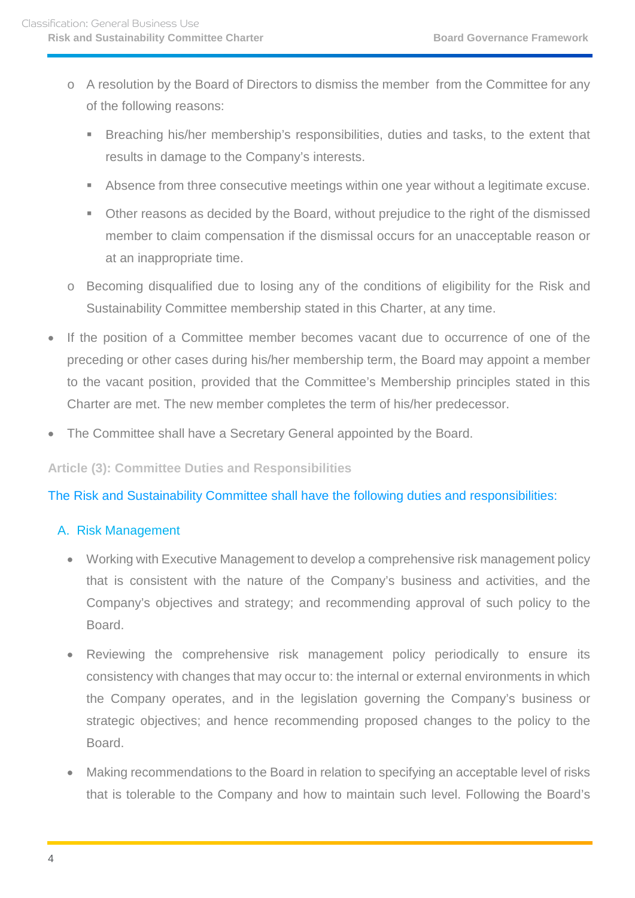- A resolution by the Board of Directors to dismiss the member from the Committee for any of the following reasons:
     - Breaching his/her membership's responsibilities, duties and tasks, to the extent that results in damage to the Company's interests.
     - Absence from three consecutive meetings within one year without a legitimate excuse.
     - Other reasons as decided by the Board, without prejudice to the right of the dismissed member to claim compensation if the dismissal occurs for an unacceptable reason or at an inappropriate time.
   - Becoming disqualified due to losing any of the conditions of eligibility for the Risk and Sustainability Committee membership stated in this Charter, at any time.
- If the position of a Committee member becomes vacant due to occurrence of one of the preceding or other cases during his/her membership term, the Board may appoint a member to the vacant position, provided that the Committee's Membership principles stated in this Charter are met. The new member completes the term of his/her predecessor.
- The Committee shall have a Secretary General appointed by the Board.

### Article (3): Committee Duties and Responsibilities

The Risk and Sustainability Committee shall have the following duties and responsibilities:

#### A. Risk Management

- Working with Executive Management to develop a comprehensive risk management policy that is consistent with the nature of the Company's business and activities, and the Company's objectives and strategy; and recommending approval of such policy to the Board.
- Reviewing the comprehensive risk management policy periodically to ensure its consistency with changes that may occur to: the internal or external environments in which the Company operates, and in the legislation governing the Company's business or strategic objectives; and hence recommending proposed changes to the policy to the Board.
- Making recommendations to the Board in relation to specifying an acceptable level of risks that is tolerable to the Company and how to maintain such level. Following the Board's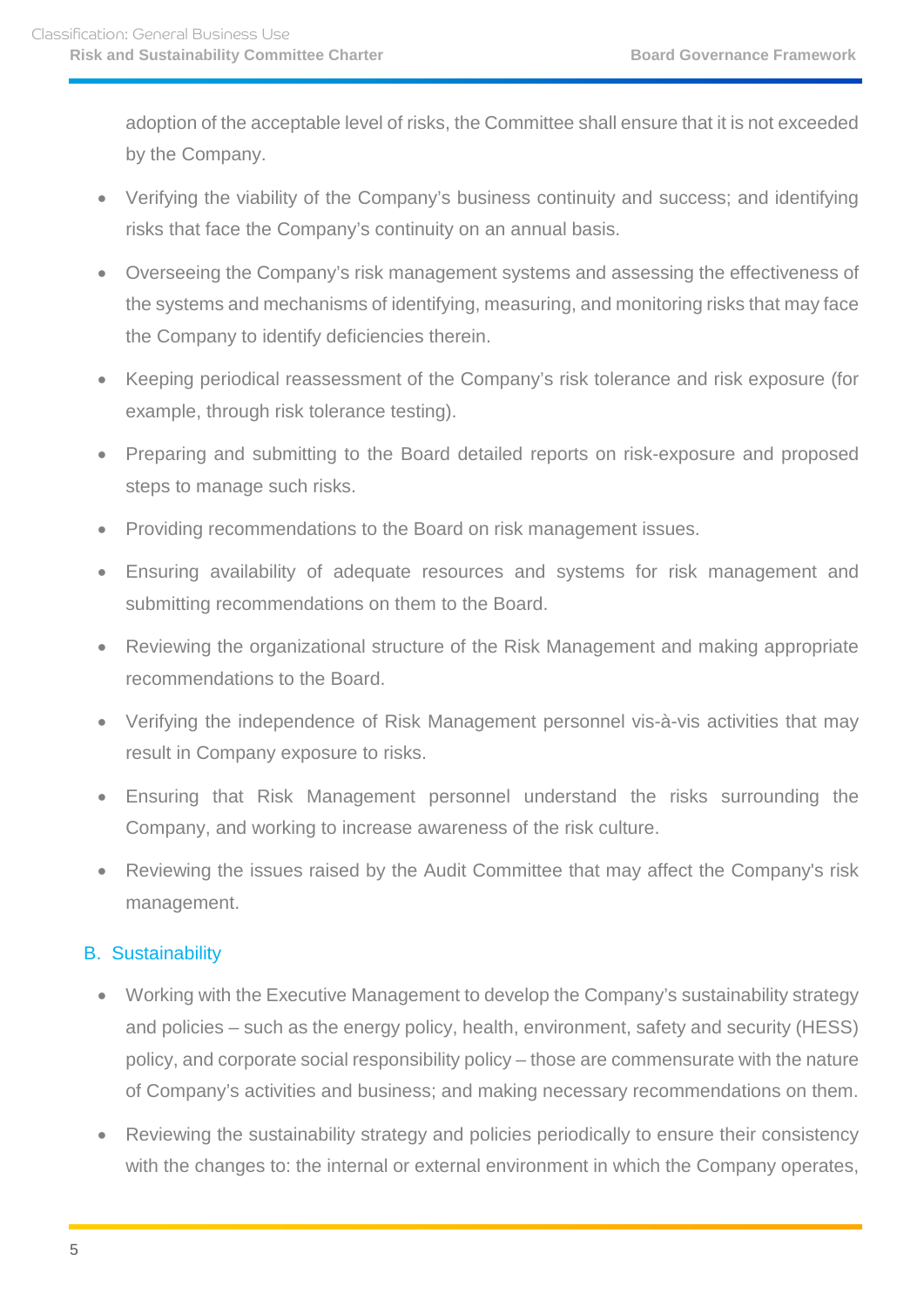adoption of the acceptable level of risks, the Committee shall ensure that it is not exceeded by the Company.

- Verifying the viability of the Company's business continuity and success; and identifying risks that face the Company's continuity on an annual basis.
- Overseeing the Company's risk management systems and assessing the effectiveness of the systems and mechanisms of identifying, measuring, and monitoring risks that may face the Company to identify deficiencies therein.
- Keeping periodical reassessment of the Company's risk tolerance and risk exposure (for example, through risk tolerance testing).
- Preparing and submitting to the Board detailed reports on risk-exposure and proposed steps to manage such risks.
- Providing recommendations to the Board on risk management issues.
- Ensuring availability of adequate resources and systems for risk management and submitting recommendations on them to the Board.
- Reviewing the organizational structure of the Risk Management and making appropriate recommendations to the Board.
- Verifying the independence of Risk Management personnel vis-à-vis activities that may result in Company exposure to risks.
- Ensuring that Risk Management personnel understand the risks surrounding the Company, and working to increase awareness of the risk culture.
- Reviewing the issues raised by the Audit Committee that may affect the Company's risk management.

### B. Sustainability

- Working with the Executive Management to develop the Company's sustainability strategy and policies – such as the energy policy, health, environment, safety and security (HESS) policy, and corporate social responsibility policy – those are commensurate with the nature of Company's activities and business; and making necessary recommendations on them.
- Reviewing the sustainability strategy and policies periodically to ensure their consistency with the changes to: the internal or external environment in which the Company operates,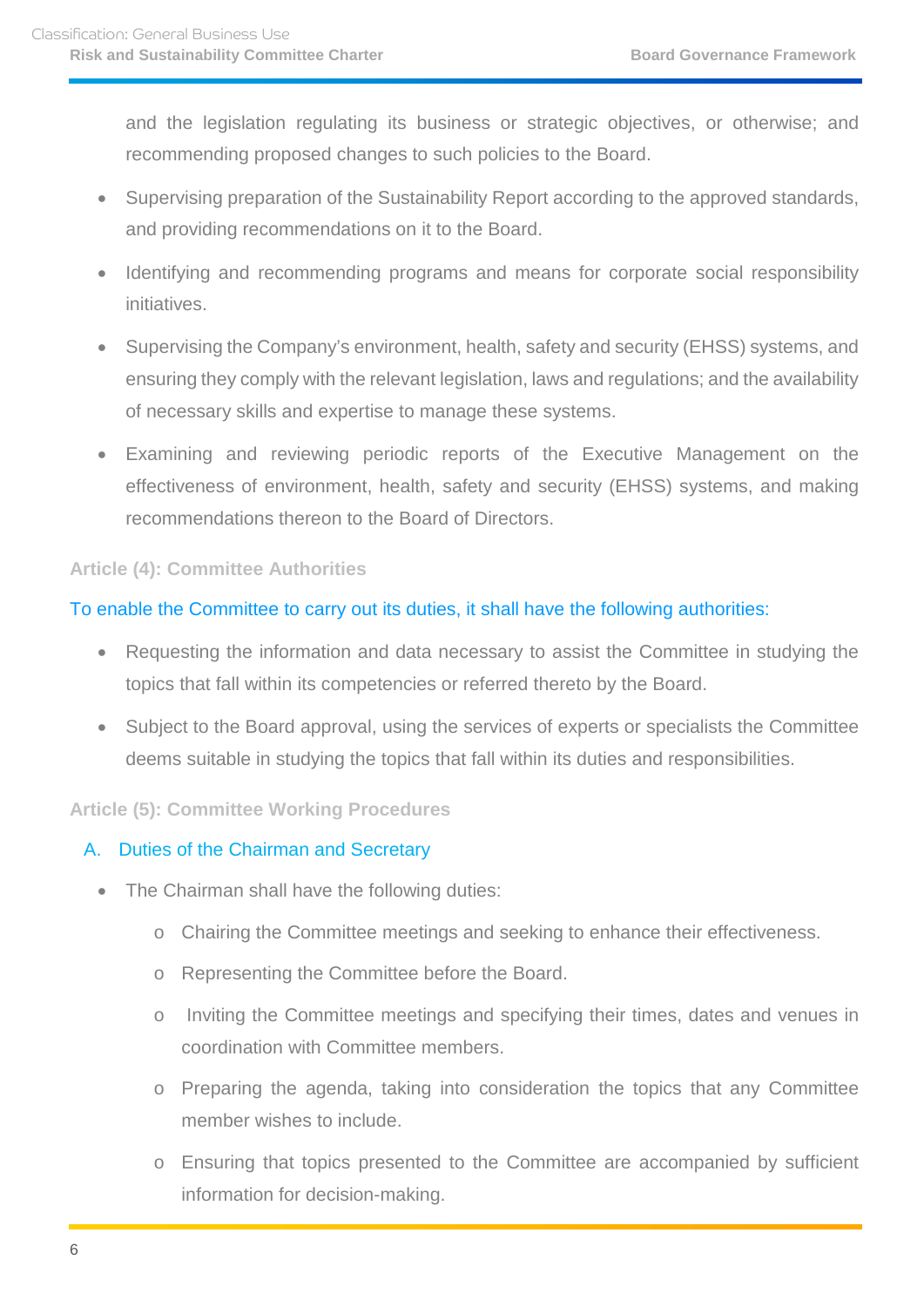and the legislation regulating its business or strategic objectives, or otherwise; and recommending proposed changes to such policies to the Board.

- Supervising preparation of the Sustainability Report according to the approved standards, and providing recommendations on it to the Board.
- Identifying and recommending programs and means for corporate social responsibility initiatives.
- Supervising the Company's environment, health, safety and security (EHSS) systems, and ensuring they comply with the relevant legislation, laws and regulations; and the availability of necessary skills and expertise to manage these systems.
- Examining and reviewing periodic reports of the Executive Management on the effectiveness of environment, health, safety and security (EHSS) systems, and making recommendations thereon to the Board of Directors.

### Article (4): Committee Authorities

To enable the Committee to carry out its duties, it shall have the following authorities:

- Requesting the information and data necessary to assist the Committee in studying the topics that fall within its competencies or referred thereto by the Board.
- Subject to the Board approval, using the services of experts or specialists the Committee deems suitable in studying the topics that fall within its duties and responsibilities.

### Article (5): Committee Working Procedures

A. Duties of the Chairman and Secretary

- The Chairman shall have the following duties:
  - Chairing the Committee meetings and seeking to enhance their effectiveness.
  - Representing the Committee before the Board.
  - Inviting the Committee meetings and specifying their times, dates and venues in coordination with Committee members.
  - Preparing the agenda, taking into consideration the topics that any Committee member wishes to include.
  - Ensuring that topics presented to the Committee are accompanied by sufficient information for decision-making.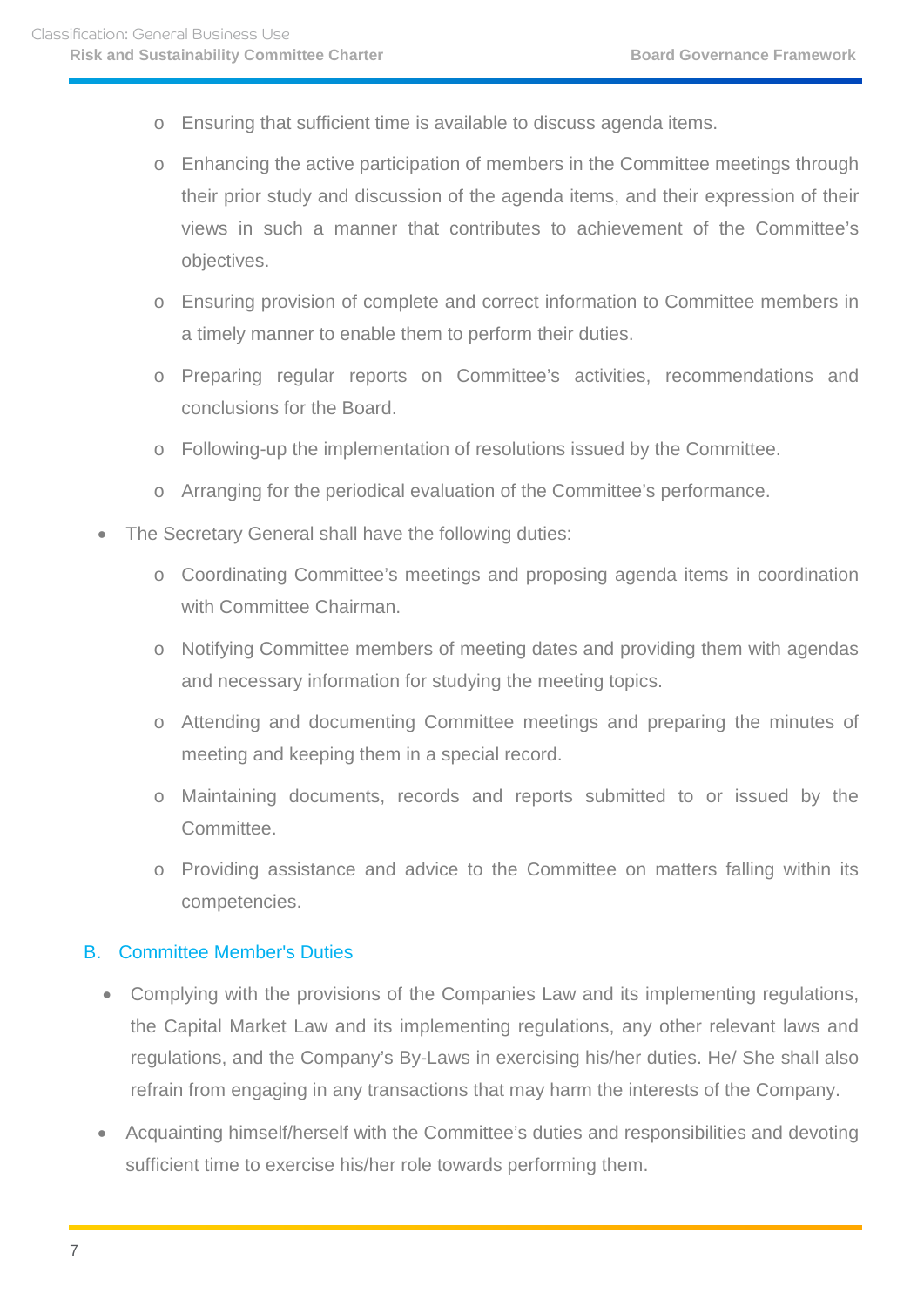- Ensuring that sufficient time is available to discuss agenda items.
  - Enhancing the active participation of members in the Committee meetings through their prior study and discussion of the agenda items, and their expression of their views in such a manner that contributes to achievement of the Committee's objectives.
  - Ensuring provision of complete and correct information to Committee members in a timely manner to enable them to perform their duties.
  - Preparing regular reports on Committee's activities, recommendations and conclusions for the Board.
  - Following-up the implementation of resolutions issued by the Committee.
  - Arranging for the periodical evaluation of the Committee's performance.
- The Secretary General shall have the following duties:
  - Coordinating Committee's meetings and proposing agenda items in coordination with Committee Chairman.
  - Notifying Committee members of meeting dates and providing them with agendas and necessary information for studying the meeting topics.
  - Attending and documenting Committee meetings and preparing the minutes of meeting and keeping them in a special record.
  - Maintaining documents, records and reports submitted to or issued by the Committee.
  - Providing assistance and advice to the Committee on matters falling within its competencies.

### B. Committee Member's Duties

- Complying with the provisions of the Companies Law and its implementing regulations, the Capital Market Law and its implementing regulations, any other relevant laws and regulations, and the Company's By-Laws in exercising his/her duties. He/ She shall also refrain from engaging in any transactions that may harm the interests of the Company.
- Acquainting himself/herself with the Committee's duties and responsibilities and devoting sufficient time to exercise his/her role towards performing them.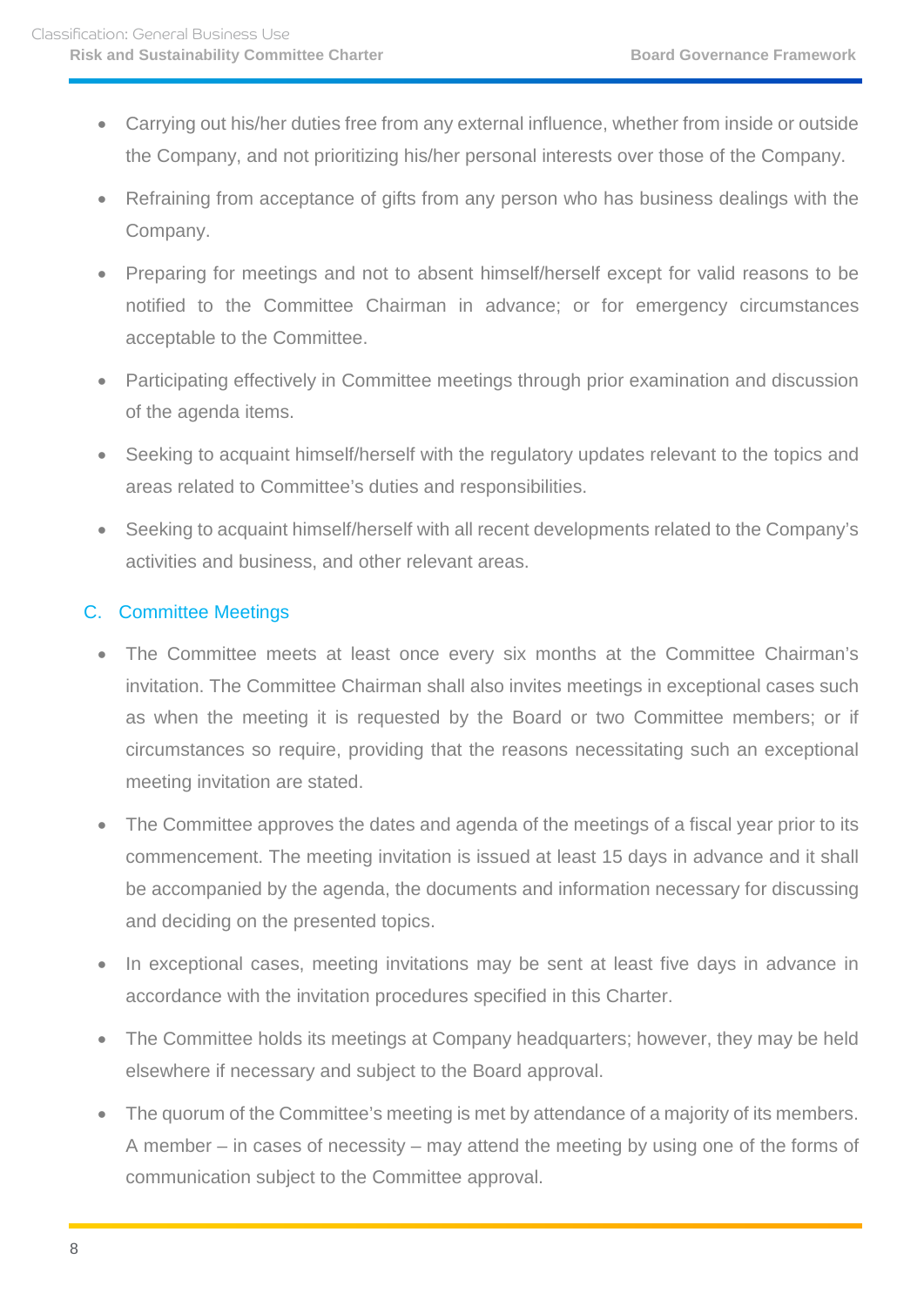- Carrying out his/her duties free from any external influence, whether from inside or outside the Company, and not prioritizing his/her personal interests over those of the Company.
- Refraining from acceptance of gifts from any person who has business dealings with the Company.
- Preparing for meetings and not to absent himself/herself except for valid reasons to be notified to the Committee Chairman in advance; or for emergency circumstances acceptable to the Committee.
- Participating effectively in Committee meetings through prior examination and discussion of the agenda items.
- Seeking to acquaint himself/herself with the regulatory updates relevant to the topics and areas related to Committee's duties and responsibilities.
- Seeking to acquaint himself/herself with all recent developments related to the Company's activities and business, and other relevant areas.

### C. Committee Meetings

- The Committee meets at least once every six months at the Committee Chairman's invitation. The Committee Chairman shall also invites meetings in exceptional cases such as when the meeting it is requested by the Board or two Committee members; or if circumstances so require, providing that the reasons necessitating such an exceptional meeting invitation are stated.
- The Committee approves the dates and agenda of the meetings of a fiscal year prior to its commencement. The meeting invitation is issued at least 15 days in advance and it shall be accompanied by the agenda, the documents and information necessary for discussing and deciding on the presented topics.
- In exceptional cases, meeting invitations may be sent at least five days in advance in accordance with the invitation procedures specified in this Charter.
- The Committee holds its meetings at Company headquarters; however, they may be held elsewhere if necessary and subject to the Board approval.
- The quorum of the Committee's meeting is met by attendance of a majority of its members. A member – in cases of necessity – may attend the meeting by using one of the forms of communication subject to the Committee approval.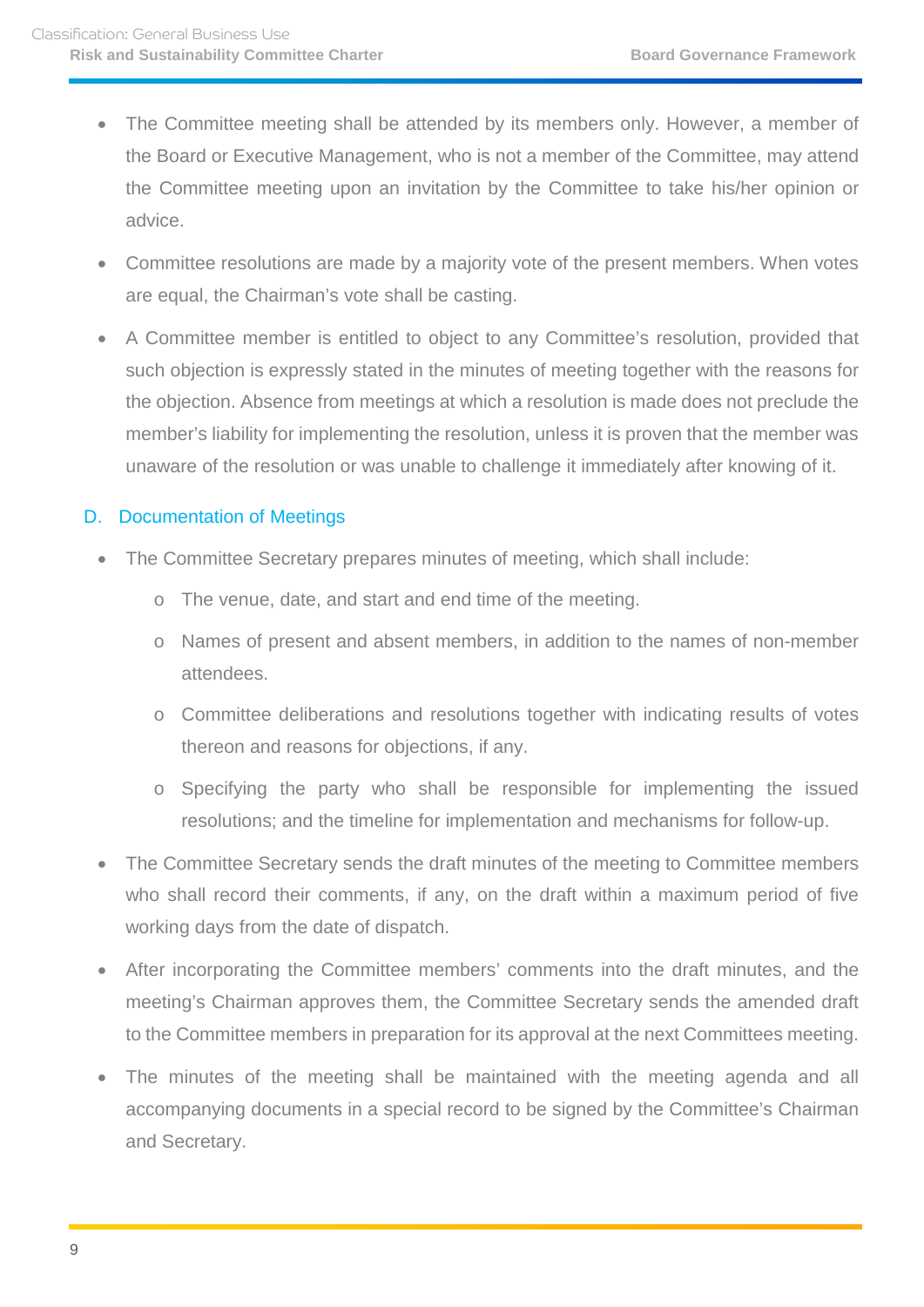- The Committee meeting shall be attended by its members only. However, a member of the Board or Executive Management, who is not a member of the Committee, may attend the Committee meeting upon an invitation by the Committee to take his/her opinion or advice.
- Committee resolutions are made by a majority vote of the present members. When votes are equal, the Chairman's vote shall be casting.
- A Committee member is entitled to object to any Committee's resolution, provided that such objection is expressly stated in the minutes of meeting together with the reasons for the objection. Absence from meetings at which a resolution is made does not preclude the member's liability for implementing the resolution, unless it is proven that the member was unaware of the resolution or was unable to challenge it immediately after knowing of it.

### D. Documentation of Meetings

- The Committee Secretary prepares minutes of meeting, which shall include:
  - The venue, date, and start and end time of the meeting.
  - Names of present and absent members, in addition to the names of non-member attendees.
  - Committee deliberations and resolutions together with indicating results of votes thereon and reasons for objections, if any.
  - Specifying the party who shall be responsible for implementing the issued resolutions; and the timeline for implementation and mechanisms for follow-up.
- The Committee Secretary sends the draft minutes of the meeting to Committee members who shall record their comments, if any, on the draft within a maximum period of five working days from the date of dispatch.
- After incorporating the Committee members' comments into the draft minutes, and the meeting's Chairman approves them, the Committee Secretary sends the amended draft to the Committee members in preparation for its approval at the next Committees meeting.
- The minutes of the meeting shall be maintained with the meeting agenda and all accompanying documents in a special record to be signed by the Committee's Chairman and Secretary.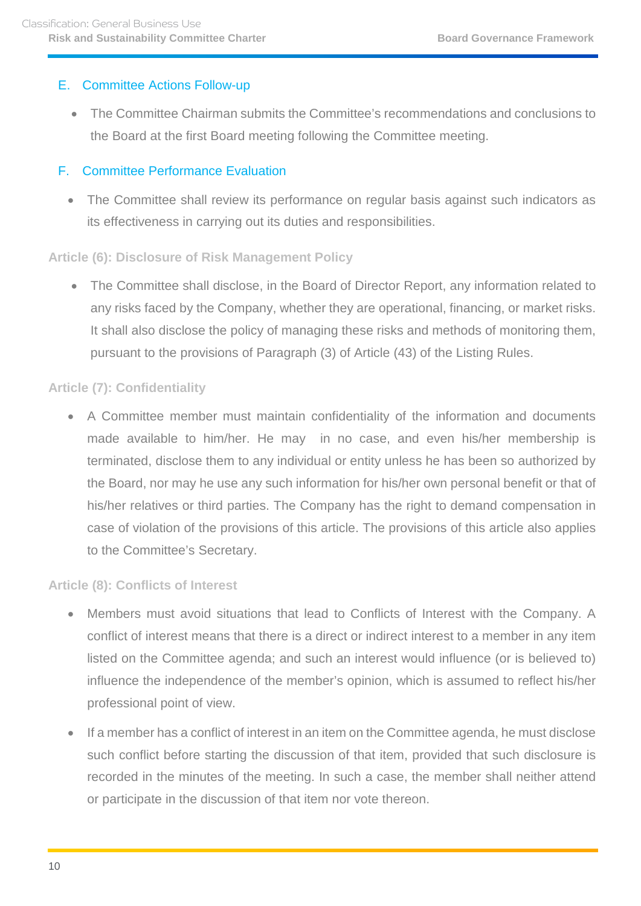### E. Committee Actions Follow-up

- The Committee Chairman submits the Committee's recommendations and conclusions to the Board at the first Board meeting following the Committee meeting.

### F. Committee Performance Evaluation

- The Committee shall review its performance on regular basis against such indicators as its effectiveness in carrying out its duties and responsibilities.

## Article (6): Disclosure of Risk Management Policy

- The Committee shall disclose, in the Board of Director Report, any information related to any risks faced by the Company, whether they are operational, financing, or market risks. It shall also disclose the policy of managing these risks and methods of monitoring them, pursuant to the provisions of Paragraph (3) of Article (43) of the Listing Rules.

## Article (7): Confidentiality

- A Committee member must maintain confidentiality of the information and documents made available to him/her. He may in no case, and even his/her membership is terminated, disclose them to any individual or entity unless he has been so authorized by the Board, nor may he use any such information for his/her own personal benefit or that of his/her relatives or third parties. The Company has the right to demand compensation in case of violation of the provisions of this article. The provisions of this article also applies to the Committee's Secretary.

## Article (8): Conflicts of Interest

- Members must avoid situations that lead to Conflicts of Interest with the Company. A conflict of interest means that there is a direct or indirect interest to a member in any item listed on the Committee agenda; and such an interest would influence (or is believed to) influence the independence of the member's opinion, which is assumed to reflect his/her professional point of view.
- If a member has a conflict of interest in an item on the Committee agenda, he must disclose such conflict before starting the discussion of that item, provided that such disclosure is recorded in the minutes of the meeting. In such a case, the member shall neither attend or participate in the discussion of that item nor vote thereon.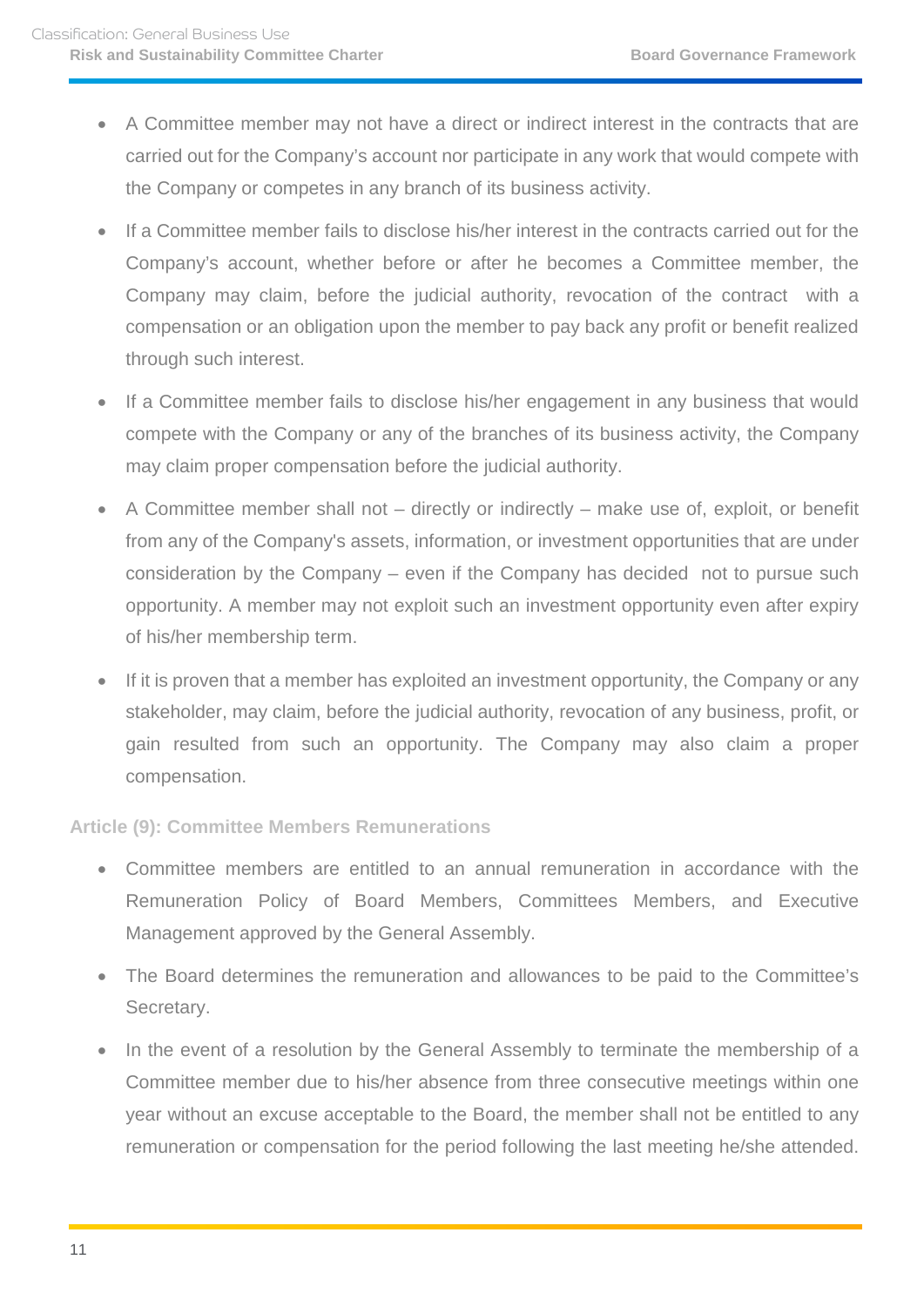- A Committee member may not have a direct or indirect interest in the contracts that are carried out for the Company's account nor participate in any work that would compete with the Company or competes in any branch of its business activity.
- If a Committee member fails to disclose his/her interest in the contracts carried out for the Company's account, whether before or after he becomes a Committee member, the Company may claim, before the judicial authority, revocation of the contract with a compensation or an obligation upon the member to pay back any profit or benefit realized through such interest.
- If a Committee member fails to disclose his/her engagement in any business that would compete with the Company or any of the branches of its business activity, the Company may claim proper compensation before the judicial authority.
- A Committee member shall not – directly or indirectly – make use of, exploit, or benefit from any of the Company's assets, information, or investment opportunities that are under consideration by the Company – even if the Company has decided not to pursue such opportunity. A member may not exploit such an investment opportunity even after expiry of his/her membership term.
- If it is proven that a member has exploited an investment opportunity, the Company or any stakeholder, may claim, before the judicial authority, revocation of any business, profit, or gain resulted from such an opportunity. The Company may also claim a proper compensation.

### Article (9): Committee Members Remunerations

- Committee members are entitled to an annual remuneration in accordance with the Remuneration Policy of Board Members, Committees Members, and Executive Management approved by the General Assembly.
- The Board determines the remuneration and allowances to be paid to the Committee's Secretary.
- In the event of a resolution by the General Assembly to terminate the membership of a Committee member due to his/her absence from three consecutive meetings within one year without an excuse acceptable to the Board, the member shall not be entitled to any remuneration or compensation for the period following the last meeting he/she attended.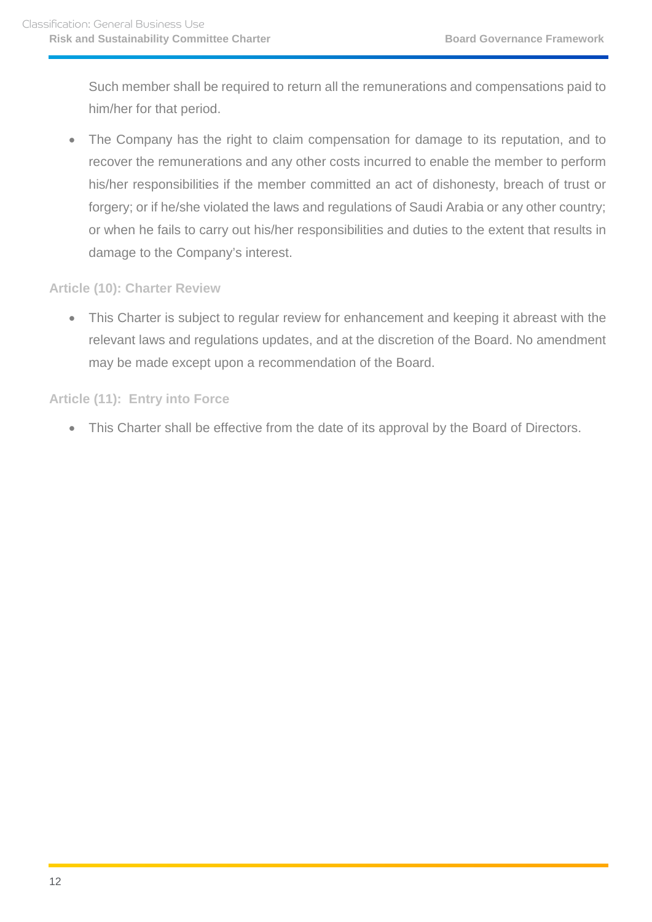Such member shall be required to return all the remunerations and compensations paid to him/her for that period.

- The Company has the right to claim compensation for damage to its reputation, and to recover the remunerations and any other costs incurred to enable the member to perform his/her responsibilities if the member committed an act of dishonesty, breach of trust or forgery; or if he/she violated the laws and regulations of Saudi Arabia or any other country; or when he fails to carry out his/her responsibilities and duties to the extent that results in damage to the Company's interest.

### Article (10): Charter Review

- This Charter is subject to regular review for enhancement and keeping it abreast with the relevant laws and regulations updates, and at the discretion of the Board. No amendment may be made except upon a recommendation of the Board.

### Article (11): Entry into Force

- This Charter shall be effective from the date of its approval by the Board of Directors.